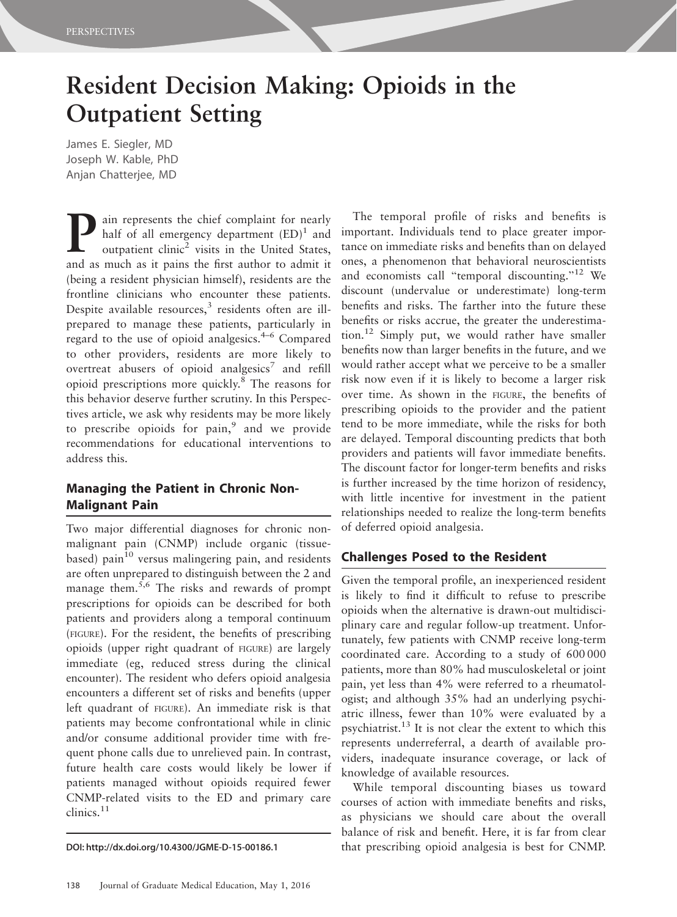# Resident Decision Making: Opioids in the Outpatient Setting

James E. Siegler, MD
Joseph W. Kable, PhD
Anjan Chatterjee, MD

Pain represents the chief complaint for nearly half of all emergency department (ED)[1] and outpatient clinic[2] visits in the United States, and as much as it pains the first author to admit it (being a resident physician himself), residents are the frontline clinicians who encounter these patients. Despite available resources,[3] residents often are ill-prepared to manage these patients, particularly in regard to the use of opioid analgesics.[4–6] Compared to other providers, residents are more likely to overtreat abusers of opioid analgesics[7] and refill opioid prescriptions more quickly.[8] The reasons for this behavior deserve further scrutiny. In this Perspectives article, we ask why residents may be more likely to prescribe opioids for pain,[9] and we provide recommendations for educational interventions to address this.

## Managing the Patient in Chronic Non-Malignant Pain

Two major differential diagnoses for chronic non-malignant pain (CNMP) include organic (tissue-based) pain[10] versus malingering pain, and residents are often unprepared to distinguish between the 2 and manage them.[5,6] The risks and rewards of prompt prescriptions for opioids can be described for both patients and providers along a temporal continuum (FIGURE). For the resident, the benefits of prescribing opioids (upper right quadrant of FIGURE) are largely immediate (eg, reduced stress during the clinical encounter). The resident who defers opioid analgesia encounters a different set of risks and benefits (upper left quadrant of FIGURE). An immediate risk is that patients may become confrontational while in clinic and/or consume additional provider time with frequent phone calls due to unrelieved pain. In contrast, future health care costs would likely be lower if patients managed without opioids required fewer CNMP-related visits to the ED and primary care clinics.[11]

The temporal profile of risks and benefits is important. Individuals tend to place greater importance on immediate risks and benefits than on delayed ones, a phenomenon that behavioral neuroscientists and economists call "temporal discounting."[12] We discount (undervalue or underestimate) long-term benefits and risks. The farther into the future these benefits or risks accrue, the greater the underestimation.[12] Simply put, we would rather have smaller benefits now than larger benefits in the future, and we would rather accept what we perceive to be a smaller risk now even if it is likely to become a larger risk over time. As shown in the FIGURE, the benefits of prescribing opioids to the provider and the patient tend to be more immediate, while the risks for both are delayed. Temporal discounting predicts that both providers and patients will favor immediate benefits. The discount factor for longer-term benefits and risks is further increased by the time horizon of residency, with little incentive for investment in the patient relationships needed to realize the long-term benefits of deferred opioid analgesia.

## Challenges Posed to the Resident

Given the temporal profile, an inexperienced resident is likely to find it difficult to refuse to prescribe opioids when the alternative is drawn-out multidisciplinary care and regular follow-up treatment. Unfortunately, few patients with CNMP receive long-term coordinated care. According to a study of 600 000 patients, more than 80% had musculoskeletal or joint pain, yet less than 4% were referred to a rheumatologist; and although 35% had an underlying psychiatric illness, fewer than 10% were evaluated by a psychiatrist.[13] It is not clear the extent to which this represents underreferral, a dearth of available providers, inadequate insurance coverage, or lack of knowledge of available resources.

While temporal discounting biases us toward courses of action with immediate benefits and risks, as physicians we should care about the overall balance of risk and benefit. Here, it is far from clear that prescribing opioid analgesia is best for CNMP.

DOI: http://dx.doi.org/10.4300/JGME-D-15-00186.1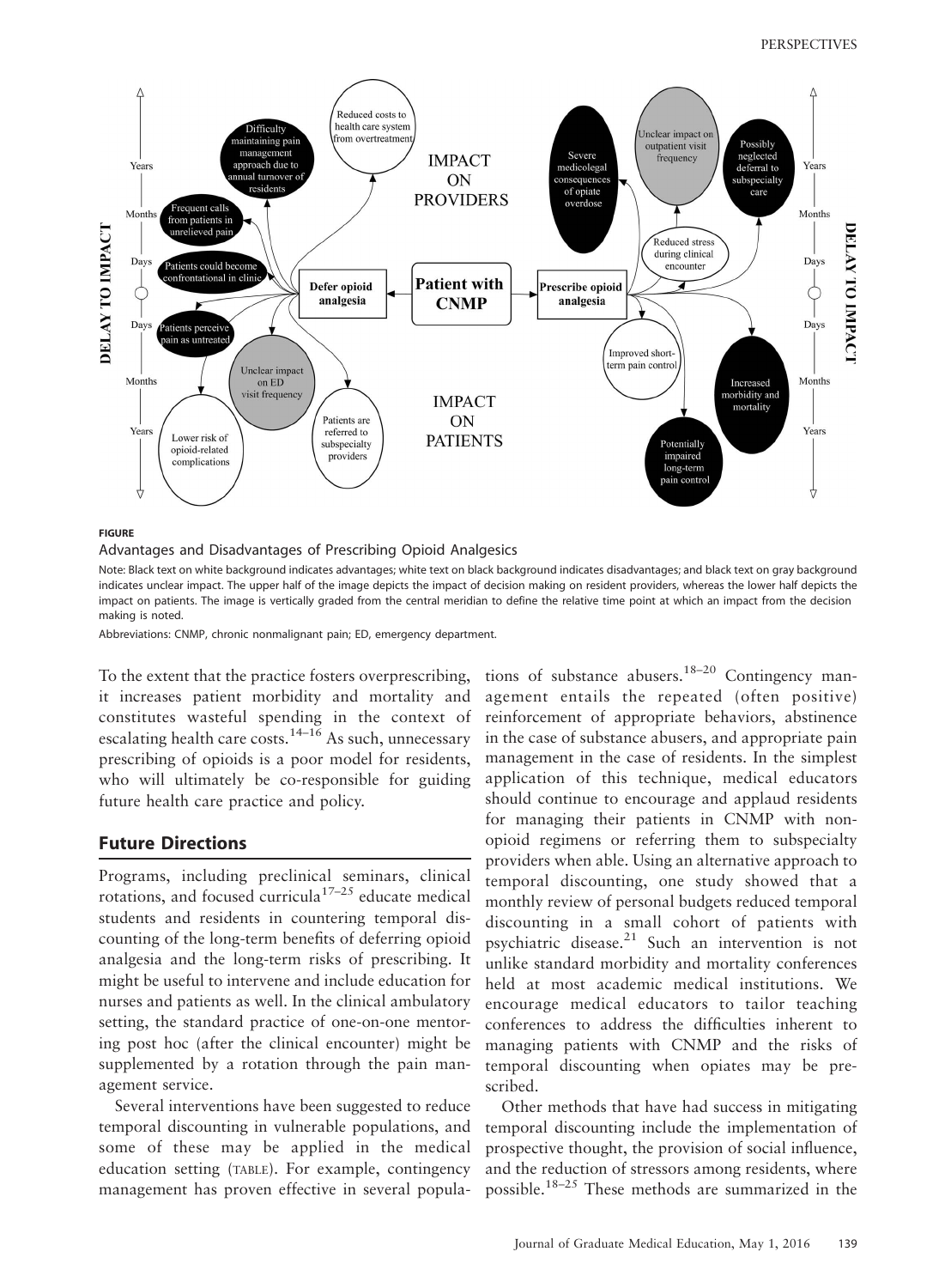**FIGURE**

Advantages and Disadvantages of Prescribing Opioid Analgesics

Note: Black text on white background indicates advantages; white text on black background indicates disadvantages; and black text on gray background indicates unclear impact. The upper half of the image depicts the impact of decision making on resident providers, whereas the lower half depicts the impact on patients. The image is vertically graded from the central meridian to define the relative time point at which an impact from the decision making is noted.

Abbreviations: CNMP, chronic nonmalignant pain; ED, emergency department.

To the extent that the practice fosters overprescribing, it increases patient morbidity and mortality and constitutes wasteful spending in the context of escalating health care costs.[14–16] As such, unnecessary prescribing of opioids is a poor model for residents, who will ultimately be co-responsible for guiding future health care practice and policy.

## Future Directions

Programs, including preclinical seminars, clinical rotations, and focused curricula[17–25] educate medical students and residents in countering temporal discounting of the long-term benefits of deferring opioid analgesia and the long-term risks of prescribing. It might be useful to intervene and include education for nurses and patients as well. In the clinical ambulatory setting, the standard practice of one-on-one mentoring post hoc (after the clinical encounter) might be supplemented by a rotation through the pain management service.

Several interventions have been suggested to reduce temporal discounting in vulnerable populations, and some of these may be applied in the medical education setting (TABLE). For example, contingency management has proven effective in several populations of substance abusers.[18–20] Contingency management entails the repeated (often positive) reinforcement of appropriate behaviors, abstinence in the case of substance abusers, and appropriate pain management in the case of residents. In the simplest application of this technique, medical educators should continue to encourage and applaud residents for managing their patients in CNMP with non-opioid regimens or referring them to subspecialty providers when able. Using an alternative approach to temporal discounting, one study showed that a monthly review of personal budgets reduced temporal discounting in a small cohort of patients with psychiatric disease.[21] Such an intervention is not unlike standard morbidity and mortality conferences held at most academic medical institutions. We encourage medical educators to tailor teaching conferences to address the difficulties inherent to managing patients with CNMP and the risks of temporal discounting when opiates may be prescribed.

Other methods that have had success in mitigating temporal discounting include the implementation of prospective thought, the provision of social influence, and the reduction of stressors among residents, where possible.[18–25] These methods are summarized in the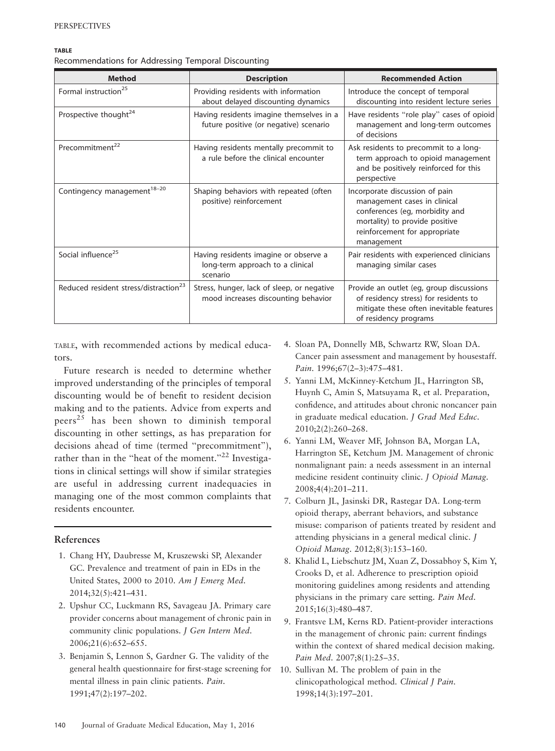**TABLE**
Recommendations for Addressing Temporal Discounting

| Method | Description | Recommended Action |
|---|---|---|
| Formal instruction[25] | Providing residents with information about delayed discounting dynamics | Introduce the concept of temporal discounting into resident lecture series |
| Prospective thought[24] | Having residents imagine themselves in a future positive (or negative) scenario | Have residents "role play" cases of opioid management and long-term outcomes of decisions |
| Precommitment[22] | Having residents mentally precommit to a rule before the clinical encounter | Ask residents to precommit to a long-term approach to opioid management and be positively reinforced for this perspective |
| Contingency management[18–20] | Shaping behaviors with repeated (often positive) reinforcement | Incorporate discussion of pain management cases in clinical conferences (eg, morbidity and mortality) to provide positive reinforcement for appropriate management |
| Social influence[25] | Having residents imagine or observe a long-term approach to a clinical scenario | Pair residents with experienced clinicians managing similar cases |
| Reduced resident stress/distraction[23] | Stress, hunger, lack of sleep, or negative mood increases discounting behavior | Provide an outlet (eg, group discussions of residency stress) for residents to mitigate these often inevitable features of residency programs |

TABLE, with recommended actions by medical educators.

Future research is needed to determine whether improved understanding of the principles of temporal discounting would be of benefit to resident decision making and to the patients. Advice from experts and peers[25] has been shown to diminish temporal discounting in other settings, as has preparation for decisions ahead of time (termed "precommitment"), rather than in the "heat of the moment."[22] Investigations in clinical settings will show if similar strategies are useful in addressing current inadequacies in managing one of the most common complaints that residents encounter.

## References

1. Chang HY, Daubresse M, Kruszewski SP, Alexander GC. Prevalence and treatment of pain in EDs in the United States, 2000 to 2010. *Am J Emerg Med*. 2014;32(5):421–431.
2. Upshur CC, Luckmann RS, Savageau JA. Primary care provider concerns about management of chronic pain in community clinic populations. *J Gen Intern Med*. 2006;21(6):652–655.
3. Benjamin S, Lennon S, Gardner G. The validity of the general health questionnaire for first-stage screening for mental illness in pain clinic patients. *Pain*. 1991;47(2):197–202.
4. Sloan PA, Donnelly MB, Schwartz RW, Sloan DA. Cancer pain assessment and management by housestaff. *Pain*. 1996;67(2–3):475–481.
5. Yanni LM, McKinney-Ketchum JL, Harrington SB, Huynh C, Amin S, Matsuyama R, et al. Preparation, confidence, and attitudes about chronic noncancer pain in graduate medical education. *J Grad Med Educ*. 2010;2(2):260–268.
6. Yanni LM, Weaver MF, Johnson BA, Morgan LA, Harrington SE, Ketchum JM. Management of chronic nonmalignant pain: a needs assessment in an internal medicine resident continuity clinic. *J Opioid Manag*. 2008;4(4):201–211.
7. Colburn JL, Jasinski DR, Rastegar DA. Long-term opioid therapy, aberrant behaviors, and substance misuse: comparison of patients treated by resident and attending physicians in a general medical clinic. *J Opioid Manag*. 2012;8(3):153–160.
8. Khalid L, Liebschutz JM, Xuan Z, Dossabhoy S, Kim Y, Crooks D, et al. Adherence to prescription opioid monitoring guidelines among residents and attending physicians in the primary care setting. *Pain Med*. 2015;16(3):480–487.
9. Frantsve LM, Kerns RD. Patient-provider interactions in the management of chronic pain: current findings within the context of shared medical decision making. *Pain Med*. 2007;8(1):25–35.
10. Sullivan M. The problem of pain in the clinicopathological method. *Clinical J Pain*. 1998;14(3):197–201.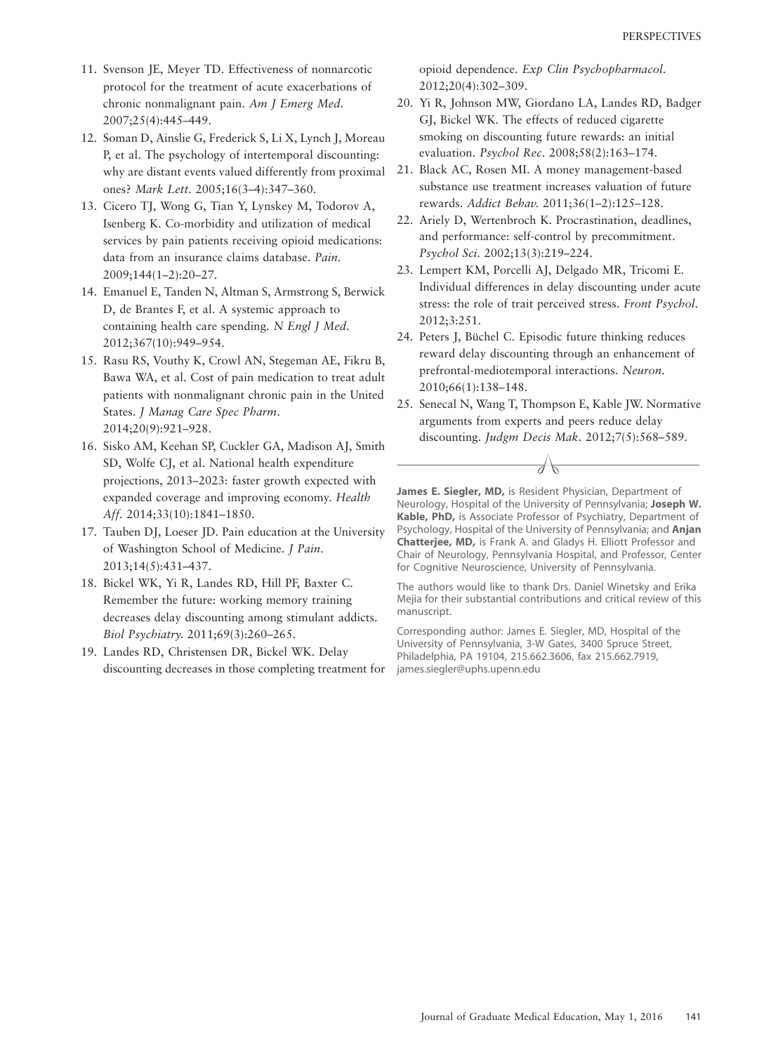11. Svenson JE, Meyer TD. Effectiveness of nonnarcotic protocol for the treatment of acute exacerbations of chronic nonmalignant pain. *Am J Emerg Med*. 2007;25(4):445–449.
12. Soman D, Ainslie G, Frederick S, Li X, Lynch J, Moreau P, et al. The psychology of intertemporal discounting: why are distant events valued differently from proximal ones? *Mark Lett*. 2005;16(3–4):347–360.
13. Cicero TJ, Wong G, Tian Y, Lynskey M, Todorov A, Isenberg K. Co-morbidity and utilization of medical services by pain patients receiving opioid medications: data from an insurance claims database. *Pain*. 2009;144(1–2):20–27.
14. Emanuel E, Tanden N, Altman S, Armstrong S, Berwick D, de Brantes F, et al. A systemic approach to containing health care spending. *N Engl J Med*. 2012;367(10):949–954.
15. Rasu RS, Vouthy K, Crowl AN, Stegeman AE, Fikru B, Bawa WA, et al. Cost of pain medication to treat adult patients with nonmalignant chronic pain in the United States. *J Manag Care Spec Pharm*. 2014;20(9):921–928.
16. Sisko AM, Keehan SP, Cuckler GA, Madison AJ, Smith SD, Wolfe CJ, et al. National health expenditure projections, 2013–2023: faster growth expected with expanded coverage and improving economy. *Health Aff*. 2014;33(10):1841–1850.
17. Tauben DJ, Loeser JD. Pain education at the University of Washington School of Medicine. *J Pain*. 2013;14(5):431–437.
18. Bickel WK, Yi R, Landes RD, Hill PF, Baxter C. Remember the future: working memory training decreases delay discounting among stimulant addicts. *Biol Psychiatry*. 2011;69(3):260–265.
19. Landes RD, Christensen DR, Bickel WK. Delay discounting decreases in those completing treatment for opioid dependence. *Exp Clin Psychopharmacol*. 2012;20(4):302–309.
20. Yi R, Johnson MW, Giordano LA, Landes RD, Badger GJ, Bickel WK. The effects of reduced cigarette smoking on discounting future rewards: an initial evaluation. *Psychol Rec*. 2008;58(2):163–174.
21. Black AC, Rosen MI. A money management-based substance use treatment increases valuation of future rewards. *Addict Behav*. 2011;36(1–2):125–128.
22. Ariely D, Wertenbroch K. Procrastination, deadlines, and performance: self-control by precommitment. *Psychol Sci*. 2002;13(3):219–224.
23. Lempert KM, Porcelli AJ, Delgado MR, Tricomi E. Individual differences in delay discounting under acute stress: the role of trait perceived stress. *Front Psychol*. 2012;3:251.
24. Peters J, Büchel C. Episodic future thinking reduces reward delay discounting through an enhancement of prefrontal-mediotemporal interactions. *Neuron*. 2010;66(1):138–148.
25. Senecal N, Wang T, Thompson E, Kable JW. Normative arguments from experts and peers reduce delay discounting. *Judgm Decis Mak*. 2012;7(5):568–589.

---

**James E. Siegler, MD,** is Resident Physician, Department of Neurology, Hospital of the University of Pennsylvania; **Joseph W. Kable, PhD,** is Associate Professor of Psychiatry, Department of Psychology, Hospital of the University of Pennsylvania; and **Anjan Chatterjee, MD,** is Frank A. and Gladys H. Elliott Professor and Chair of Neurology, Pennsylvania Hospital, and Professor, Center for Cognitive Neuroscience, University of Pennsylvania.

The authors would like to thank Drs. Daniel Winetsky and Erika Mejia for their substantial contributions and critical review of this manuscript.

Corresponding author: James E. Siegler, MD, Hospital of the University of Pennsylvania, 3-W Gates, 3400 Spruce Street, Philadelphia, PA 19104, 215.662.3606, fax 215.662.7919, james.siegler@uphs.upenn.edu